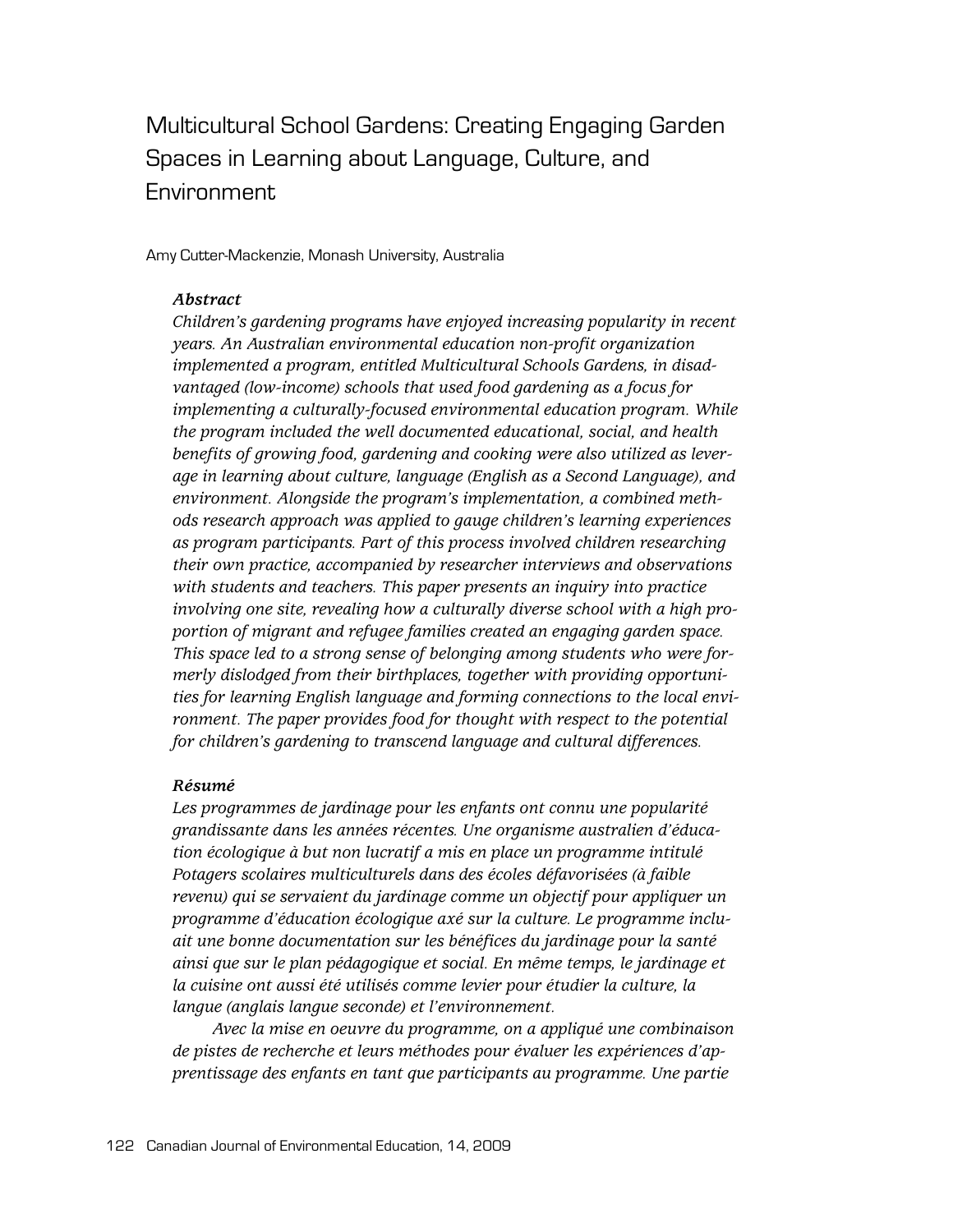# Multicultural School Gardens: Creating Engaging Garden Spaces in Learning about Language, Culture, and Environment

Amy Cutter-Mackenzie, Monash University, Australia

### *Abstract*

*Children's gardening programs have enjoyed increasing popularity in recent years. An Australian environmental education non-profit organization implemented a program, entitled Multicultural Schools Gardens, in disadvantaged (low-income) schools that used food gardening as a focus for implementing a culturally-focused environmental education program. While the program included the well documented educational, social, and health benefits of growing food, gardening and cooking were also utilized as leverage in learning about culture, language (English as a Second Language), and environment. Alongside the program's implementation, a combined methods research approach was applied to gauge children's learning experiences as program participants. Part of this process involved children researching their own practice, accompanied by researcher interviews and observations with students and teachers. This paper presents an inquiry into practice involving one site, revealing how a culturally diverse school with a high proportion of migrant and refugee families created an engaging garden space. This space led to a strong sense of belonging among students who were formerly dislodged from their birthplaces, together with providing opportunities for learning English language and forming connections to the local environment. The paper provides food for thought with respect to the potential for children's gardening to transcend language and cultural differences.*

### *Résumé*

*Les programmes de jardinage pour les enfants ont connu une popularité grandissante dans les années récentes. Une organisme australien d'éducation écologique à but non lucratif a mis en place un programme intitulé Potagers scolaires multiculturels dans des écoles défavorisées (à faible revenu) qui se servaient du jardinage comme un objectif pour appliquer un programme d'éducation écologique axé sur la culture. Le programme incluait une bonne documentation sur les bénéfices du jardinage pour la santé ainsi que sur le plan pédagogique et social. En même temps, le jardinage et la cuisine ont aussi été utilisés comme levier pour étudier la culture, la langue (anglais langue seconde) et l'environnement.*

*Avec la mise en oeuvre du programme, on a appliqué une combinaison de pistes de recherche et leurs méthodes pour évaluer les expériences d'apprentissage des enfants en tant que participants au programme. Une partie*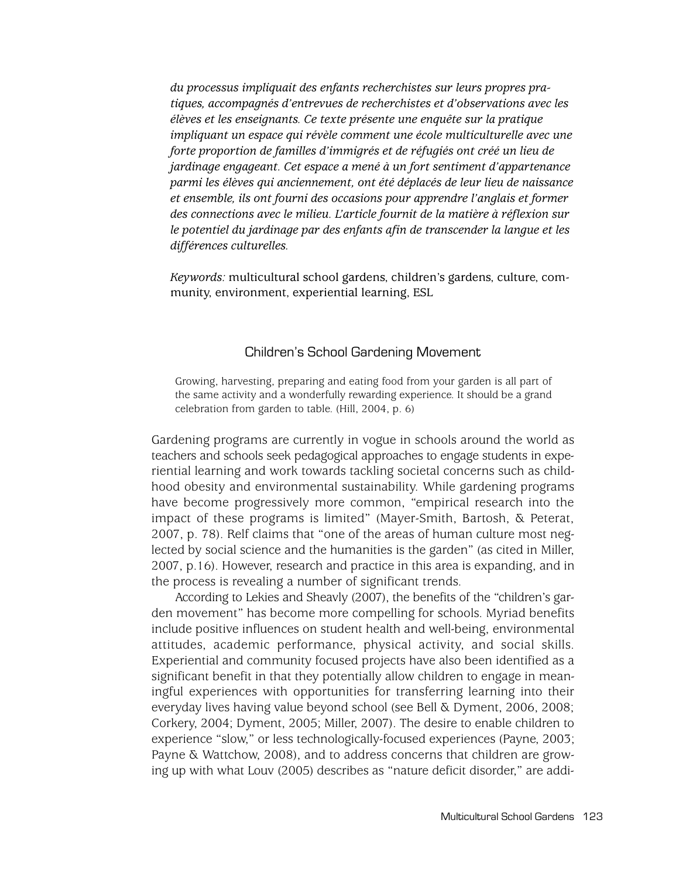*du processus impliquait des enfants recherchistes sur leurs propres pratiques, accompagnés d'entrevues de recherchistes et d'observations avec les élèves et les enseignants. Ce texte présente une enquête sur la pratique impliquant un espace qui révèle comment une école multiculturelle avec une forte proportion de familles d'immigrés et de réfugiés ont créé un lieu de jardinage engageant. Cet espace a mené à un fort sentiment d'appartenance parmi les élèves qui anciennement, ont été déplacés de leur lieu de naissance et ensemble, ils ont fourni des occasions pour apprendre l'anglais et former des connections avec le milieu. L'article fournit de la matière à réflexion sur le potentiel du jardinage par des enfants afin de transcender la langue et les différences culturelles.*

*Keywords:* multicultural school gardens, children's gardens, culture, community, environment, experiential learning, ESL

## Children's School Gardening Movement

> Growing, harvesting, preparing and eating food from your garden is all part of the same activity and a wonderfully rewarding experience. It should be a grand celebration from garden to table. (Hill, 2004, p. 6)

Gardening programs are currently in vogue in schools around the world as teachers and schools seek pedagogical approaches to engage students in experiential learning and work towards tackling societal concerns such as childhood obesity and environmental sustainability. While gardening programs have become progressively more common, "empirical research into the impact of these programs is limited" (Mayer-Smith, Bartosh, & Peterat, 2007, p. 78). Relf claims that "one of the areas of human culture most neglected by social science and the humanities is the garden" (as cited in Miller, 2007, p.16). However, research and practice in this area is expanding, and in the process is revealing a number of significant trends.

According to Lekies and Sheavly (2007), the benefits of the "children's garden movement" has become more compelling for schools. Myriad benefits include positive influences on student health and well-being, environmental attitudes, academic performance, physical activity, and social skills. Experiential and community focused projects have also been identified as a significant benefit in that they potentially allow children to engage in meaningful experiences with opportunities for transferring learning into their everyday lives having value beyond school (see Bell & Dyment, 2006, 2008; Corkery, 2004; Dyment, 2005; Miller, 2007). The desire to enable children to experience "slow," or less technologically-focused experiences (Payne, 2003; Payne & Wattchow, 2008), and to address concerns that children are growing up with what Louv (2005) describes as "nature deficit disorder," are addi-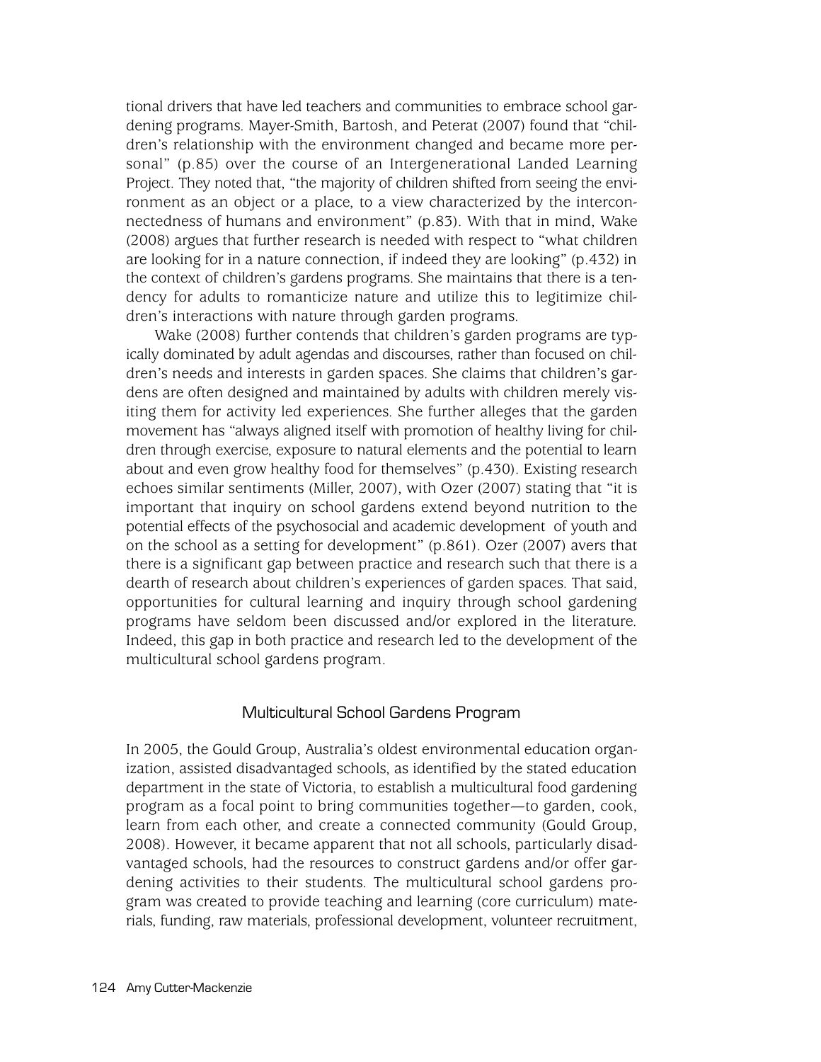tional drivers that have led teachers and communities to embrace school gardening programs. Mayer-Smith, Bartosh, and Peterat (2007) found that "children's relationship with the environment changed and became more personal" (p.85) over the course of an Intergenerational Landed Learning Project. They noted that, "the majority of children shifted from seeing the environment as an object or a place, to a view characterized by the interconnectedness of humans and environment" (p.83). With that in mind, Wake (2008) argues that further research is needed with respect to "what children are looking for in a nature connection, if indeed they are looking" (p.432) in the context of children's gardens programs. She maintains that there is a tendency for adults to romanticize nature and utilize this to legitimize children's interactions with nature through garden programs.

Wake (2008) further contends that children's garden programs are typically dominated by adult agendas and discourses, rather than focused on children's needs and interests in garden spaces. She claims that children's gardens are often designed and maintained by adults with children merely visiting them for activity led experiences. She further alleges that the garden movement has "always aligned itself with promotion of healthy living for children through exercise, exposure to natural elements and the potential to learn about and even grow healthy food for themselves" (p.430). Existing research echoes similar sentiments (Miller, 2007), with Ozer (2007) stating that "it is important that inquiry on school gardens extend beyond nutrition to the potential effects of the psychosocial and academic development of youth and on the school as a setting for development" (p.861). Ozer (2007) avers that there is a significant gap between practice and research such that there is a dearth of research about children's experiences of garden spaces. That said, opportunities for cultural learning and inquiry through school gardening programs have seldom been discussed and/or explored in the literature. Indeed, this gap in both practice and research led to the development of the multicultural school gardens program.

## Multicultural School Gardens Program

In 2005, the Gould Group, Australia's oldest environmental education organization, assisted disadvantaged schools, as identified by the stated education department in the state of Victoria, to establish a multicultural food gardening program as a focal point to bring communities together—to garden, cook, learn from each other, and create a connected community (Gould Group, 2008). However, it became apparent that not all schools, particularly disadvantaged schools, had the resources to construct gardens and/or offer gardening activities to their students. The multicultural school gardens program was created to provide teaching and learning (core curriculum) materials, funding, raw materials, professional development, volunteer recruitment,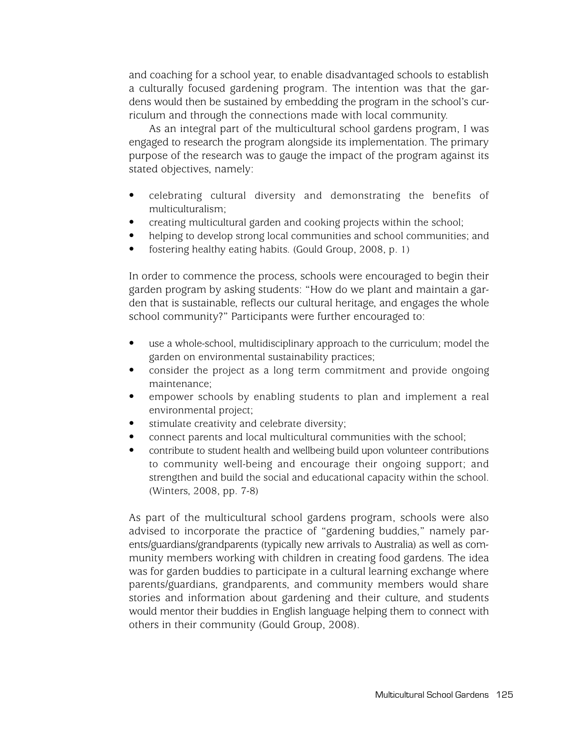and coaching for a school year, to enable disadvantaged schools to establish a culturally focused gardening program. The intention was that the gardens would then be sustained by embedding the program in the school's curriculum and through the connections made with local community.

As an integral part of the multicultural school gardens program, I was engaged to research the program alongside its implementation. The primary purpose of the research was to gauge the impact of the program against its stated objectives, namely:

- celebrating cultural diversity and demonstrating the benefits of multiculturalism;
- creating multicultural garden and cooking projects within the school;
- helping to develop strong local communities and school communities; and
- fostering healthy eating habits. (Gould Group, 2008, p. 1)

In order to commence the process, schools were encouraged to begin their garden program by asking students: "How do we plant and maintain a garden that is sustainable, reflects our cultural heritage, and engages the whole school community?" Participants were further encouraged to:

- use a whole-school, multidisciplinary approach to the curriculum; model the garden on environmental sustainability practices;
- consider the project as a long term commitment and provide ongoing maintenance;
- empower schools by enabling students to plan and implement a real environmental project;
- stimulate creativity and celebrate diversity;
- connect parents and local multicultural communities with the school;
- contribute to student health and wellbeing build upon volunteer contributions to community well-being and encourage their ongoing support; and strengthen and build the social and educational capacity within the school. (Winters, 2008, pp. 7-8)

As part of the multicultural school gardens program, schools were also advised to incorporate the practice of "gardening buddies," namely parents/guardians/grandparents (typically new arrivals to Australia) as well as community members working with children in creating food gardens. The idea was for garden buddies to participate in a cultural learning exchange where parents/guardians, grandparents, and community members would share stories and information about gardening and their culture, and students would mentor their buddies in English language helping them to connect with others in their community (Gould Group, 2008).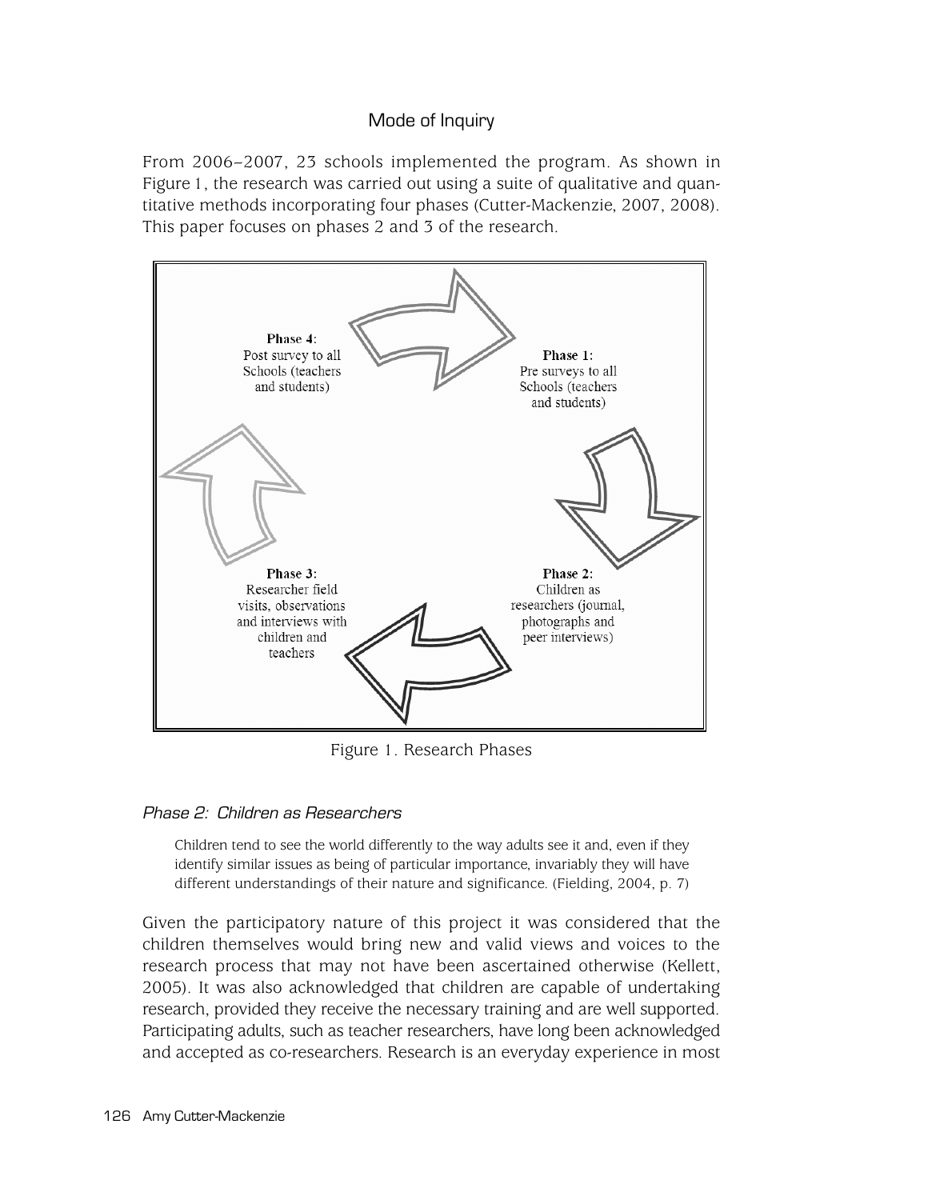## Mode of Inquiry

From 2006–2007, 23 schools implemented the program. As shown in Figure 1, the research was carried out using a suite of qualitative and quantitative methods incorporating four phases (Cutter-Mackenzie, 2007, 2008). This paper focuses on phases 2 and 3 of the research.

**Phase 4:** Post survey to all Schools (teachers and students)

**Phase 1:** Pre surveys to all Schools (teachers and students)

**Phase 2:** Children as researchers (journal, photographs and peer interviews)

**Phase 3:** Researcher field visits, observations and interviews with children and teachers

Figure 1. Research Phases

### *Phase 2: Children as Researchers*

> Children tend to see the world differently to the way adults see it and, even if they identify similar issues as being of particular importance, invariably they will have different understandings of their nature and significance. (Fielding, 2004, p. 7)

Given the participatory nature of this project it was considered that the children themselves would bring new and valid views and voices to the research process that may not have been ascertained otherwise (Kellett, 2005). It was also acknowledged that children are capable of undertaking research, provided they receive the necessary training and are well supported. Participating adults, such as teacher researchers, have long been acknowledged and accepted as co-researchers. Research is an everyday experience in most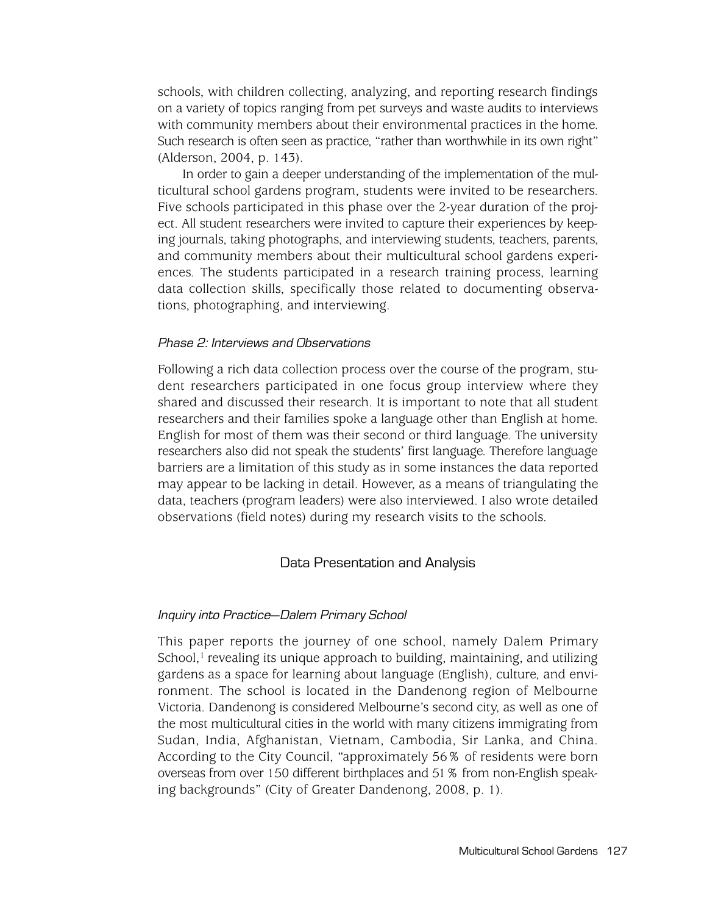schools, with children collecting, analyzing, and reporting research findings on a variety of topics ranging from pet surveys and waste audits to interviews with community members about their environmental practices in the home. Such research is often seen as practice, "rather than worthwhile in its own right" (Alderson, 2004, p. 143).

In order to gain a deeper understanding of the implementation of the multicultural school gardens program, students were invited to be researchers. Five schools participated in this phase over the 2-year duration of the project. All student researchers were invited to capture their experiences by keeping journals, taking photographs, and interviewing students, teachers, parents, and community members about their multicultural school gardens experiences. The students participated in a research training process, learning data collection skills, specifically those related to documenting observations, photographing, and interviewing.

#### *Phase 2: Interviews and Observations*

Following a rich data collection process over the course of the program, student researchers participated in one focus group interview where they shared and discussed their research. It is important to note that all student researchers and their families spoke a language other than English at home. English for most of them was their second or third language. The university researchers also did not speak the students' first language. Therefore language barriers are a limitation of this study as in some instances the data reported may appear to be lacking in detail. However, as a means of triangulating the data, teachers (program leaders) were also interviewed. I also wrote detailed observations (field notes) during my research visits to the schools.

## Data Presentation and Analysis

#### *Inquiry into Practice—Dalem Primary School*

This paper reports the journey of one school, namely Dalem Primary School,[1] revealing its unique approach to building, maintaining, and utilizing gardens as a space for learning about language (English), culture, and environment. The school is located in the Dandenong region of Melbourne Victoria. Dandenong is considered Melbourne's second city, as well as one of the most multicultural cities in the world with many citizens immigrating from Sudan, India, Afghanistan, Vietnam, Cambodia, Sir Lanka, and China. According to the City Council, "approximately 56% of residents were born overseas from over 150 different birthplaces and 51% from non-English speaking backgrounds" (City of Greater Dandenong, 2008, p. 1).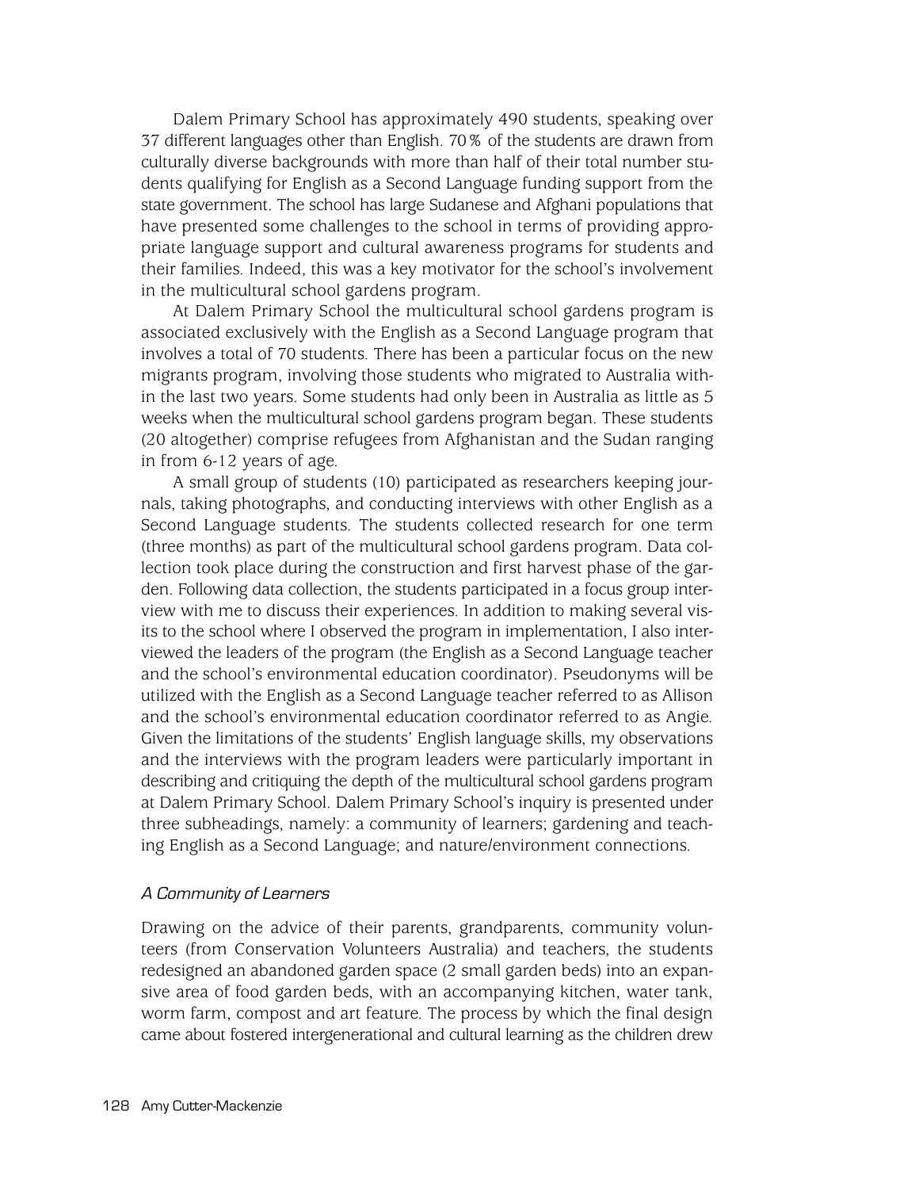Dalem Primary School has approximately 490 students, speaking over 37 different languages other than English. 70% of the students are drawn from culturally diverse backgrounds with more than half of their total number students qualifying for English as a Second Language funding support from the state government. The school has large Sudanese and Afghani populations that have presented some challenges to the school in terms of providing appropriate language support and cultural awareness programs for students and their families. Indeed, this was a key motivator for the school's involvement in the multicultural school gardens program.

At Dalem Primary School the multicultural school gardens program is associated exclusively with the English as a Second Language program that involves a total of 70 students. There has been a particular focus on the new migrants program, involving those students who migrated to Australia within the last two years. Some students had only been in Australia as little as 5 weeks when the multicultural school gardens program began. These students (20 altogether) comprise refugees from Afghanistan and the Sudan ranging in from 6-12 years of age.

A small group of students (10) participated as researchers keeping journals, taking photographs, and conducting interviews with other English as a Second Language students. The students collected research for one term (three months) as part of the multicultural school gardens program. Data collection took place during the construction and first harvest phase of the garden. Following data collection, the students participated in a focus group interview with me to discuss their experiences. In addition to making several visits to the school where I observed the program in implementation, I also interviewed the leaders of the program (the English as a Second Language teacher and the school's environmental education coordinator). Pseudonyms will be utilized with the English as a Second Language teacher referred to as Allison and the school's environmental education coordinator referred to as Angie. Given the limitations of the students' English language skills, my observations and the interviews with the program leaders were particularly important in describing and critiquing the depth of the multicultural school gardens program at Dalem Primary School. Dalem Primary School's inquiry is presented under three subheadings, namely: a community of learners; gardening and teaching English as a Second Language; and nature/environment connections.

### *A Community of Learners*

Drawing on the advice of their parents, grandparents, community volunteers (from Conservation Volunteers Australia) and teachers, the students redesigned an abandoned garden space (2 small garden beds) into an expansive area of food garden beds, with an accompanying kitchen, water tank, worm farm, compost and art feature. The process by which the final design came about fostered intergenerational and cultural learning as the children drew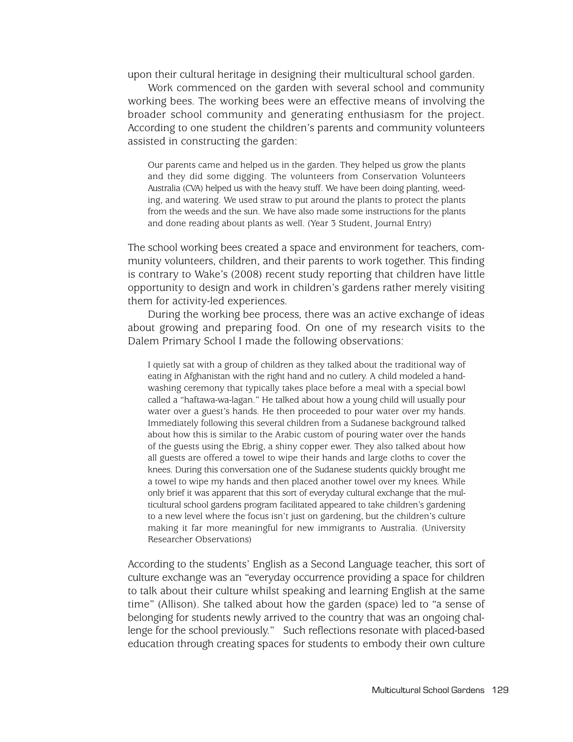upon their cultural heritage in designing their multicultural school garden.

Work commenced on the garden with several school and community working bees. The working bees were an effective means of involving the broader school community and generating enthusiasm for the project. According to one student the children's parents and community volunteers assisted in constructing the garden:

> Our parents came and helped us in the garden. They helped us grow the plants and they did some digging. The volunteers from Conservation Volunteers Australia (CVA) helped us with the heavy stuff. We have been doing planting, weeding, and watering. We used straw to put around the plants to protect the plants from the weeds and the sun. We have also made some instructions for the plants and done reading about plants as well. (Year 3 Student, Journal Entry)

The school working bees created a space and environment for teachers, community volunteers, children, and their parents to work together. This finding is contrary to Wake's (2008) recent study reporting that children have little opportunity to design and work in children's gardens rather merely visiting them for activity-led experiences.

During the working bee process, there was an active exchange of ideas about growing and preparing food. On one of my research visits to the Dalem Primary School I made the following observations:

> I quietly sat with a group of children as they talked about the traditional way of eating in Afghanistan with the right hand and no cutlery. A child modeled a hand-washing ceremony that typically takes place before a meal with a special bowl called a "haftawa-wa-lagan." He talked about how a young child will usually pour water over a guest's hands. He then proceeded to pour water over my hands. Immediately following this several children from a Sudanese background talked about how this is similar to the Arabic custom of pouring water over the hands of the guests using the Ebrig, a shiny copper ewer. They also talked about how all guests are offered a towel to wipe their hands and large cloths to cover the knees. During this conversation one of the Sudanese students quickly brought me a towel to wipe my hands and then placed another towel over my knees. While only brief it was apparent that this sort of everyday cultural exchange that the multicultural school gardens program facilitated appeared to take children's gardening to a new level where the focus isn't just on gardening, but the children's culture making it far more meaningful for new immigrants to Australia. (University Researcher Observations)

According to the students' English as a Second Language teacher, this sort of culture exchange was an "everyday occurrence providing a space for children to talk about their culture whilst speaking and learning English at the same time" (Allison). She talked about how the garden (space) led to "a sense of belonging for students newly arrived to the country that was an ongoing challenge for the school previously." Such reflections resonate with placed-based education through creating spaces for students to embody their own culture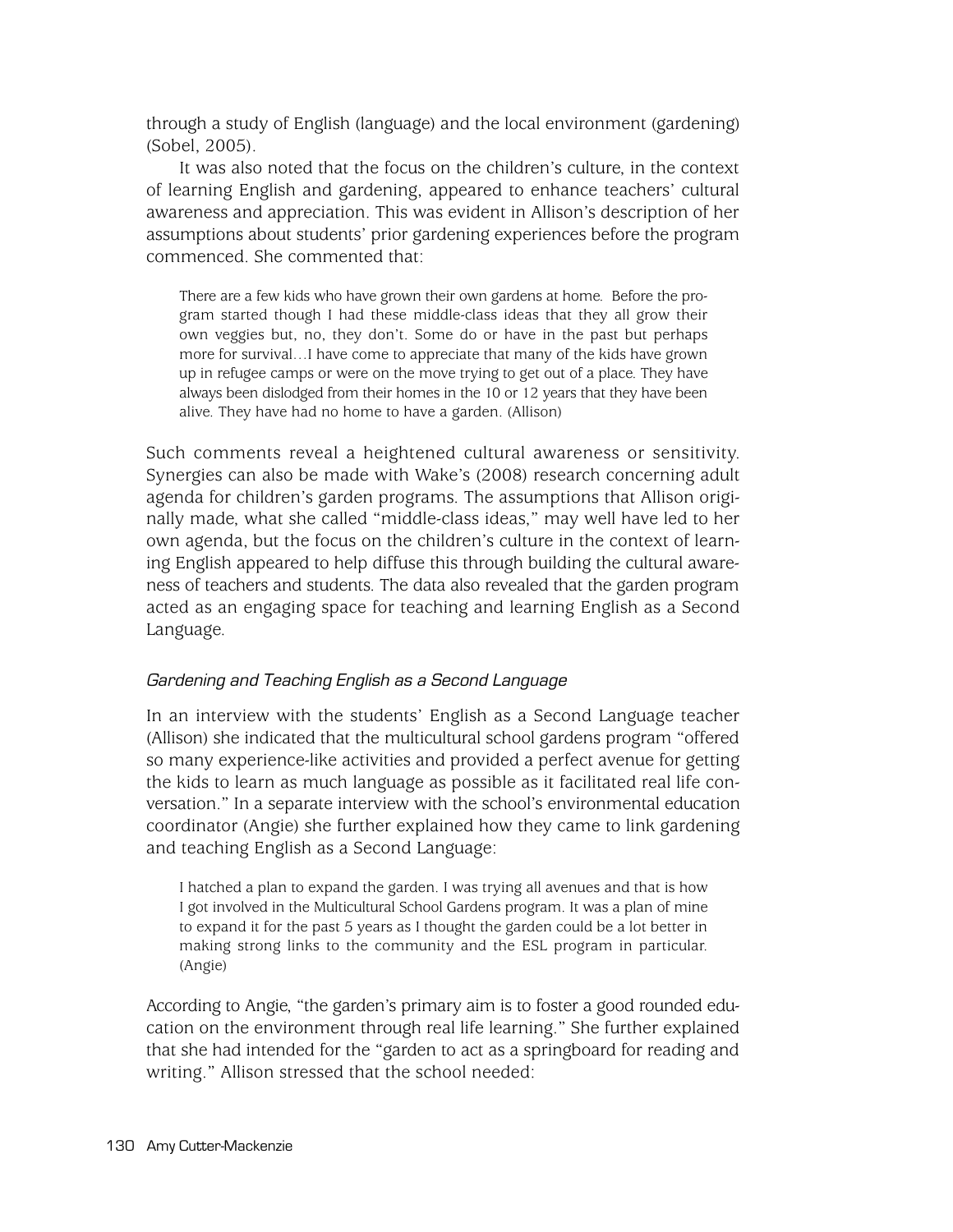through a study of English (language) and the local environment (gardening) (Sobel, 2005).

It was also noted that the focus on the children's culture, in the context of learning English and gardening, appeared to enhance teachers' cultural awareness and appreciation. This was evident in Allison's description of her assumptions about students' prior gardening experiences before the program commenced. She commented that:

> There are a few kids who have grown their own gardens at home. Before the program started though I had these middle-class ideas that they all grow their own veggies but, no, they don't. Some do or have in the past but perhaps more for survival…I have come to appreciate that many of the kids have grown up in refugee camps or were on the move trying to get out of a place. They have always been dislodged from their homes in the 10 or 12 years that they have been alive. They have had no home to have a garden. (Allison)

Such comments reveal a heightened cultural awareness or sensitivity. Synergies can also be made with Wake's (2008) research concerning adult agenda for children's garden programs. The assumptions that Allison originally made, what she called "middle-class ideas," may well have led to her own agenda, but the focus on the children's culture in the context of learning English appeared to help diffuse this through building the cultural awareness of teachers and students. The data also revealed that the garden program acted as an engaging space for teaching and learning English as a Second Language.

### *Gardening and Teaching English as a Second Language*

In an interview with the students' English as a Second Language teacher (Allison) she indicated that the multicultural school gardens program "offered so many experience-like activities and provided a perfect avenue for getting the kids to learn as much language as possible as it facilitated real life conversation." In a separate interview with the school's environmental education coordinator (Angie) she further explained how they came to link gardening and teaching English as a Second Language:

> I hatched a plan to expand the garden. I was trying all avenues and that is how I got involved in the Multicultural School Gardens program. It was a plan of mine to expand it for the past 5 years as I thought the garden could be a lot better in making strong links to the community and the ESL program in particular. (Angie)

According to Angie, "the garden's primary aim is to foster a good rounded education on the environment through real life learning." She further explained that she had intended for the "garden to act as a springboard for reading and writing." Allison stressed that the school needed: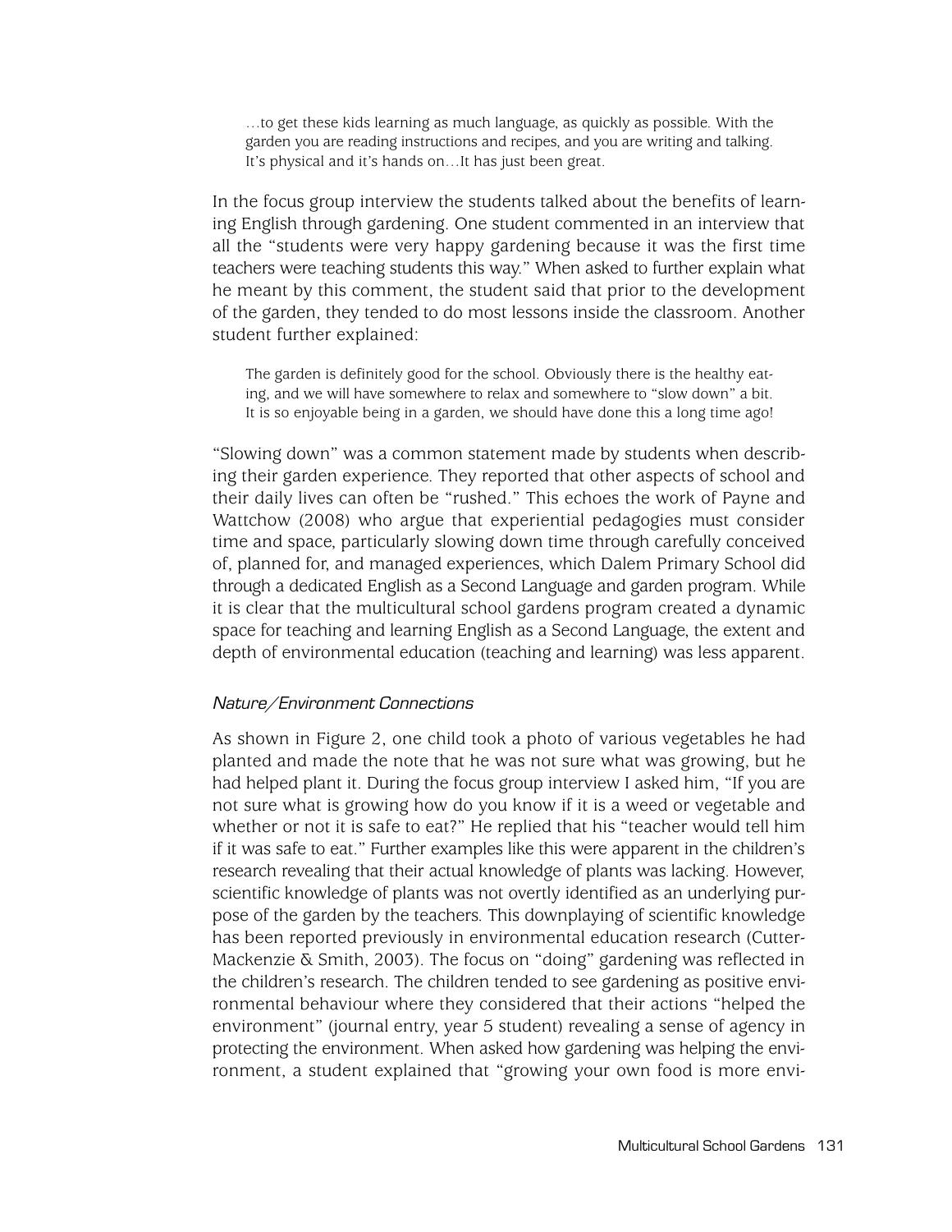> …to get these kids learning as much language, as quickly as possible. With the garden you are reading instructions and recipes, and you are writing and talking. It's physical and it's hands on…It has just been great.

In the focus group interview the students talked about the benefits of learning English through gardening. One student commented in an interview that all the "students were very happy gardening because it was the first time teachers were teaching students this way." When asked to further explain what he meant by this comment, the student said that prior to the development of the garden, they tended to do most lessons inside the classroom. Another student further explained:

> The garden is definitely good for the school. Obviously there is the healthy eating, and we will have somewhere to relax and somewhere to "slow down" a bit. It is so enjoyable being in a garden, we should have done this a long time ago!

"Slowing down" was a common statement made by students when describing their garden experience. They reported that other aspects of school and their daily lives can often be "rushed." This echoes the work of Payne and Wattchow (2008) who argue that experiential pedagogies must consider time and space, particularly slowing down time through carefully conceived of, planned for, and managed experiences, which Dalem Primary School did through a dedicated English as a Second Language and garden program. While it is clear that the multicultural school gardens program created a dynamic space for teaching and learning English as a Second Language, the extent and depth of environmental education (teaching and learning) was less apparent.

### *Nature/Environment Connections*

As shown in Figure 2, one child took a photo of various vegetables he had planted and made the note that he was not sure what was growing, but he had helped plant it. During the focus group interview I asked him, "If you are not sure what is growing how do you know if it is a weed or vegetable and whether or not it is safe to eat?" He replied that his "teacher would tell him if it was safe to eat." Further examples like this were apparent in the children's research revealing that their actual knowledge of plants was lacking. However, scientific knowledge of plants was not overtly identified as an underlying purpose of the garden by the teachers. This downplaying of scientific knowledge has been reported previously in environmental education research (Cutter-Mackenzie & Smith, 2003). The focus on "doing" gardening was reflected in the children's research. The children tended to see gardening as positive environmental behaviour where they considered that their actions "helped the environment" (journal entry, year 5 student) revealing a sense of agency in protecting the environment. When asked how gardening was helping the environment, a student explained that "growing your own food is more envi-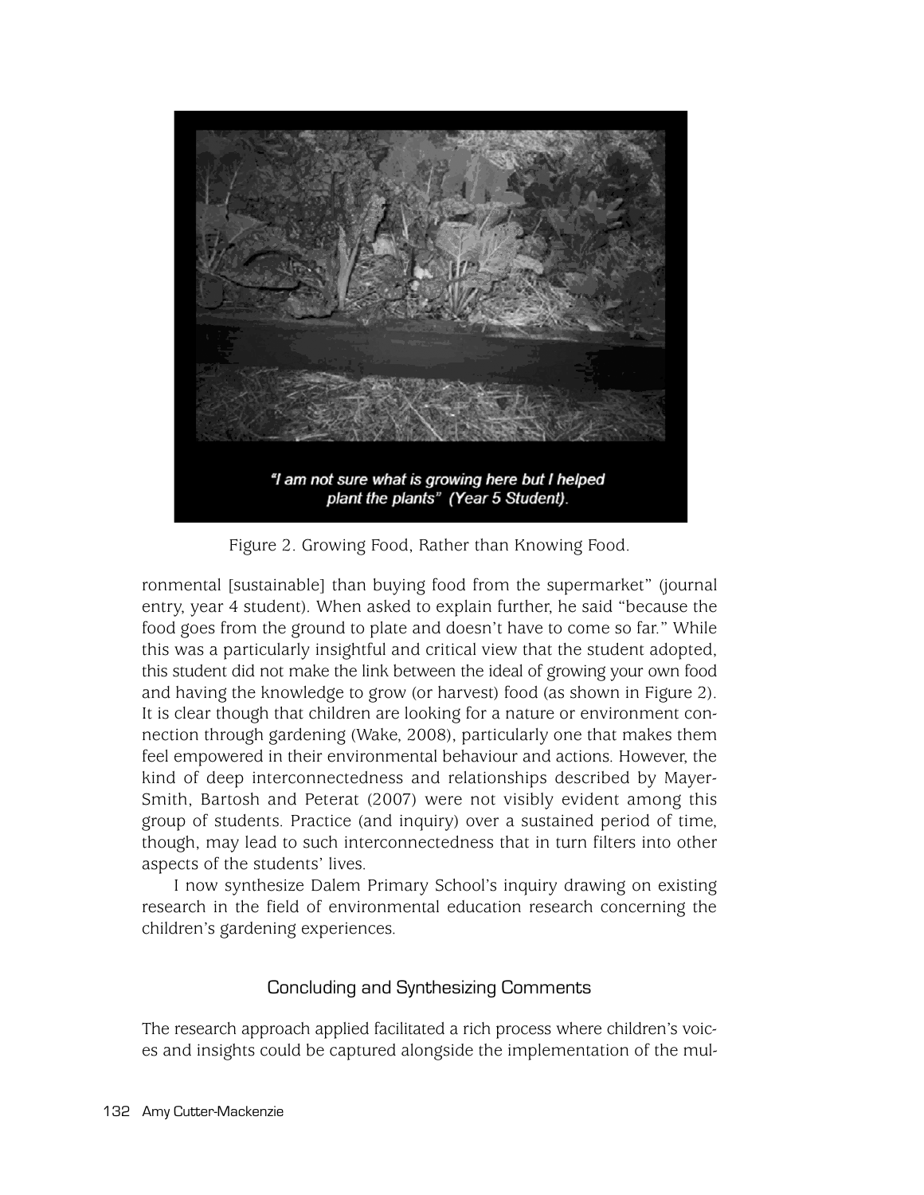"I am not sure what is growing here but I helped plant the plants" (Year 5 Student).

Figure 2. Growing Food, Rather than Knowing Food.

ronmental [sustainable] than buying food from the supermarket" (journal entry, year 4 student). When asked to explain further, he said "because the food goes from the ground to plate and doesn't have to come so far." While this was a particularly insightful and critical view that the student adopted, this student did not make the link between the ideal of growing your own food and having the knowledge to grow (or harvest) food (as shown in Figure 2). It is clear though that children are looking for a nature or environment connection through gardening (Wake, 2008), particularly one that makes them feel empowered in their environmental behaviour and actions. However, the kind of deep interconnectedness and relationships described by Mayer-Smith, Bartosh and Peterat (2007) were not visibly evident among this group of students. Practice (and inquiry) over a sustained period of time, though, may lead to such interconnectedness that in turn filters into other aspects of the students' lives.

I now synthesize Dalem Primary School's inquiry drawing on existing research in the field of environmental education research concerning the children's gardening experiences.

## Concluding and Synthesizing Comments

The research approach applied facilitated a rich process where children's voices and insights could be captured alongside the implementation of the mul-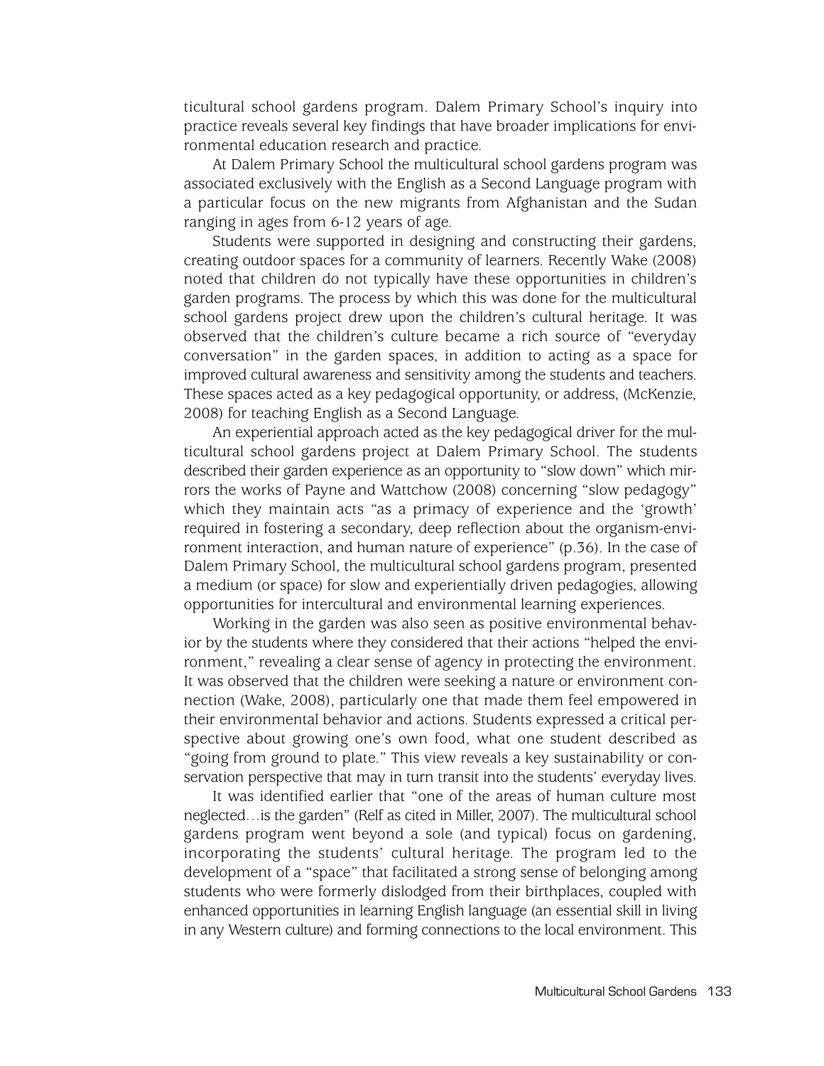ticultural school gardens program. Dalem Primary School's inquiry into practice reveals several key findings that have broader implications for environmental education research and practice.

At Dalem Primary School the multicultural school gardens program was associated exclusively with the English as a Second Language program with a particular focus on the new migrants from Afghanistan and the Sudan ranging in ages from 6-12 years of age.

Students were supported in designing and constructing their gardens, creating outdoor spaces for a community of learners. Recently Wake (2008) noted that children do not typically have these opportunities in children's garden programs. The process by which this was done for the multicultural school gardens project drew upon the children's cultural heritage. It was observed that the children's culture became a rich source of "everyday conversation" in the garden spaces, in addition to acting as a space for improved cultural awareness and sensitivity among the students and teachers. These spaces acted as a key pedagogical opportunity, or address, (McKenzie, 2008) for teaching English as a Second Language.

An experiential approach acted as the key pedagogical driver for the multicultural school gardens project at Dalem Primary School. The students described their garden experience as an opportunity to "slow down" which mirrors the works of Payne and Wattchow (2008) concerning "slow pedagogy" which they maintain acts "as a primacy of experience and the 'growth' required in fostering a secondary, deep reflection about the organism-environment interaction, and human nature of experience" (p.36). In the case of Dalem Primary School, the multicultural school gardens program, presented a medium (or space) for slow and experientially driven pedagogies, allowing opportunities for intercultural and environmental learning experiences.

Working in the garden was also seen as positive environmental behavior by the students where they considered that their actions "helped the environment," revealing a clear sense of agency in protecting the environment. It was observed that the children were seeking a nature or environment connection (Wake, 2008), particularly one that made them feel empowered in their environmental behavior and actions. Students expressed a critical perspective about growing one's own food, what one student described as "going from ground to plate." This view reveals a key sustainability or conservation perspective that may in turn transit into the students' everyday lives.

It was identified earlier that "one of the areas of human culture most neglected…is the garden" (Relf as cited in Miller, 2007). The multicultural school gardens program went beyond a sole (and typical) focus on gardening, incorporating the students' cultural heritage. The program led to the development of a "space" that facilitated a strong sense of belonging among students who were formerly dislodged from their birthplaces, coupled with enhanced opportunities in learning English language (an essential skill in living in any Western culture) and forming connections to the local environment. This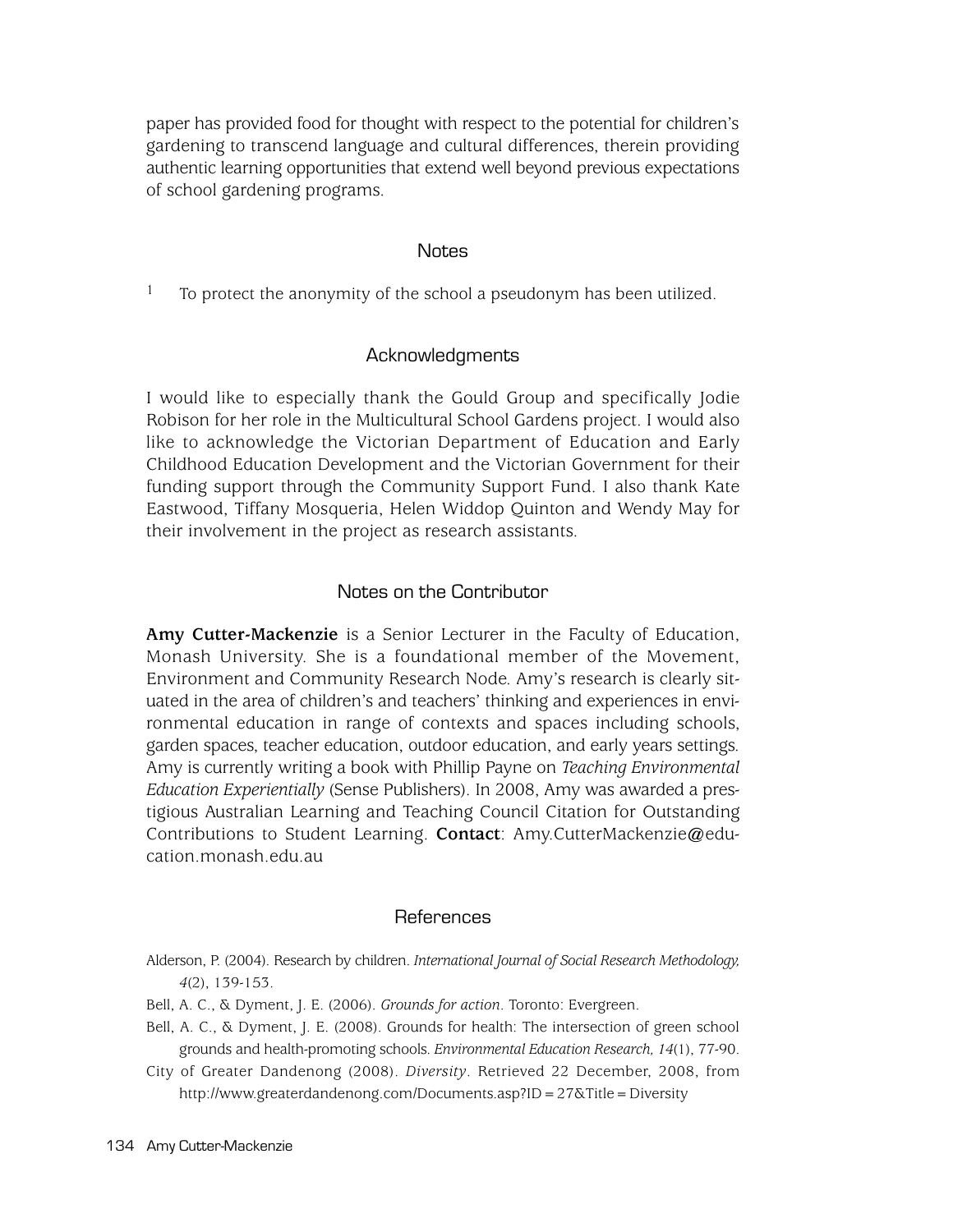paper has provided food for thought with respect to the potential for children's gardening to transcend language and cultural differences, therein providing authentic learning opportunities that extend well beyond previous expectations of school gardening programs.

## Notes

[1] To protect the anonymity of the school a pseudonym has been utilized.

## Acknowledgments

I would like to especially thank the Gould Group and specifically Jodie Robison for her role in the Multicultural School Gardens project. I would also like to acknowledge the Victorian Department of Education and Early Childhood Education Development and the Victorian Government for their funding support through the Community Support Fund. I also thank Kate Eastwood, Tiffany Mosqueria, Helen Widdop Quinton and Wendy May for their involvement in the project as research assistants.

## Notes on the Contributor

**Amy Cutter-Mackenzie** is a Senior Lecturer in the Faculty of Education, Monash University. She is a foundational member of the Movement, Environment and Community Research Node. Amy's research is clearly situated in the area of children's and teachers' thinking and experiences in environmental education in range of contexts and spaces including schools, garden spaces, teacher education, outdoor education, and early years settings. Amy is currently writing a book with Phillip Payne on *Teaching Environmental Education Experientially* (Sense Publishers). In 2008, Amy was awarded a prestigious Australian Learning and Teaching Council Citation for Outstanding Contributions to Student Learning. **Contact**: Amy.CutterMackenzie@education.monash.edu.au

## References

Alderson, P. (2004). Research by children. *International Journal of Social Research Methodology, 4*(2), 139-153.

Bell, A. C., & Dyment, J. E. (2006). *Grounds for action*. Toronto: Evergreen.

Bell, A. C., & Dyment, J. E. (2008). Grounds for health: The intersection of green school grounds and health-promoting schools. *Environmental Education Research, 14*(1), 77-90.

City of Greater Dandenong (2008). *Diversity*. Retrieved 22 December, 2008, from http://www.greaterdandenong.com/Documents.asp?ID=27&Title=Diversity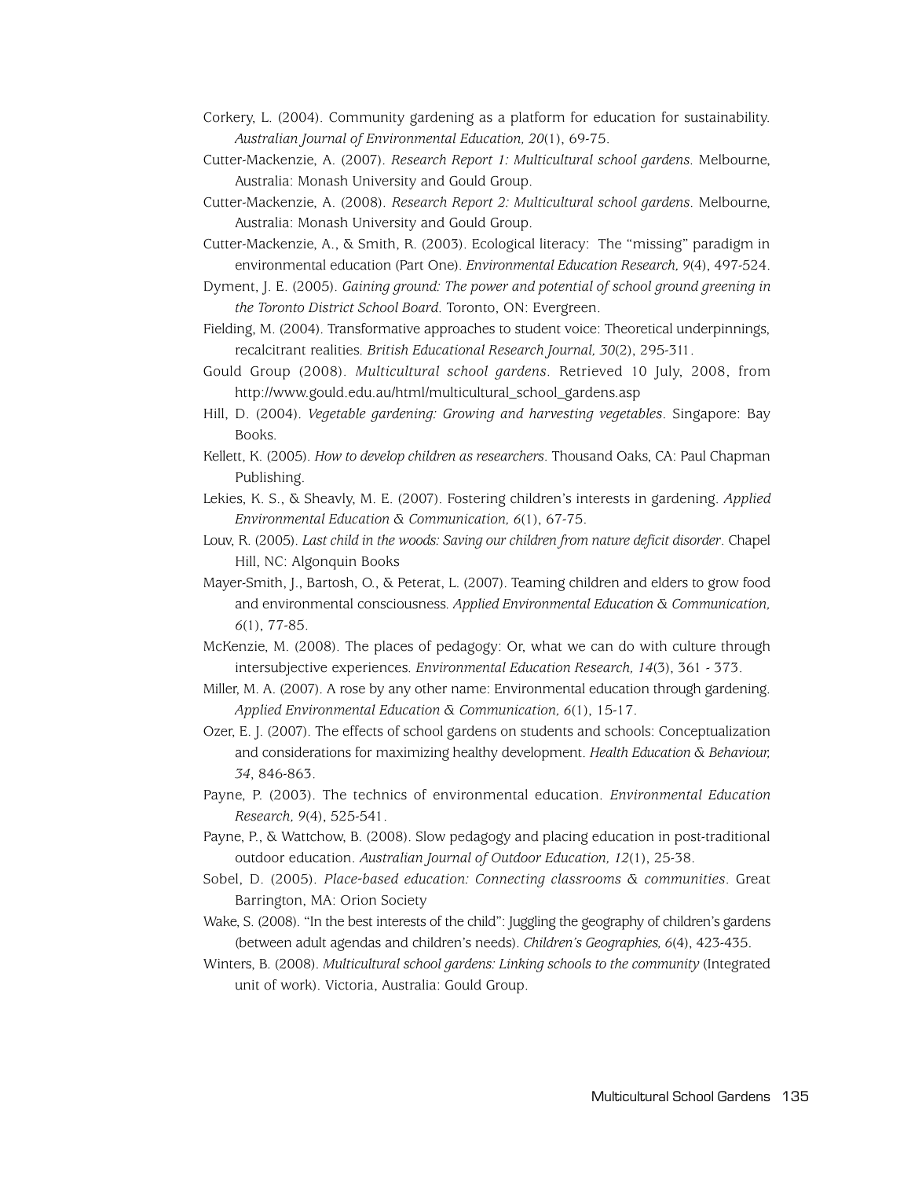Corkery, L. (2004). Community gardening as a platform for education for sustainability. *Australian Journal of Environmental Education, 20*(1), 69-75.

Cutter-Mackenzie, A. (2007). *Research Report 1: Multicultural school gardens*. Melbourne, Australia: Monash University and Gould Group.

Cutter-Mackenzie, A. (2008). *Research Report 2: Multicultural school gardens*. Melbourne, Australia: Monash University and Gould Group.

Cutter-Mackenzie, A., & Smith, R. (2003). Ecological literacy: The "missing" paradigm in environmental education (Part One). *Environmental Education Research, 9*(4), 497-524.

Dyment, J. E. (2005). *Gaining ground: The power and potential of school ground greening in the Toronto District School Board*. Toronto, ON: Evergreen.

Fielding, M. (2004). Transformative approaches to student voice: Theoretical underpinnings, recalcitrant realities. *British Educational Research Journal, 30*(2), 295-311.

Gould Group (2008). *Multicultural school gardens*. Retrieved 10 July, 2008, from http://www.gould.edu.au/html/multicultural_school_gardens.asp

Hill, D. (2004). *Vegetable gardening: Growing and harvesting vegetables*. Singapore: Bay Books.

Kellett, K. (2005). *How to develop children as researchers*. Thousand Oaks, CA: Paul Chapman Publishing.

Lekies, K. S., & Sheavly, M. E. (2007). Fostering children's interests in gardening. *Applied Environmental Education & Communication, 6*(1), 67-75.

Louv, R. (2005). *Last child in the woods: Saving our children from nature deficit disorder*. Chapel Hill, NC: Algonquin Books

Mayer-Smith, J., Bartosh, O., & Peterat, L. (2007). Teaming children and elders to grow food and environmental consciousness. *Applied Environmental Education & Communication, 6*(1), 77-85.

McKenzie, M. (2008). The places of pedagogy: Or, what we can do with culture through intersubjective experiences. *Environmental Education Research, 14*(3), 361 - 373.

Miller, M. A. (2007). A rose by any other name: Environmental education through gardening. *Applied Environmental Education & Communication, 6*(1), 15-17.

Ozer, E. J. (2007). The effects of school gardens on students and schools: Conceptualization and considerations for maximizing healthy development. *Health Education & Behaviour, 34*, 846-863.

Payne, P. (2003). The technics of environmental education. *Environmental Education Research, 9*(4), 525-541.

Payne, P., & Wattchow, B. (2008). Slow pedagogy and placing education in post-traditional outdoor education. *Australian Journal of Outdoor Education, 12*(1), 25-38.

Sobel, D. (2005). *Place-based education: Connecting classrooms & communities*. Great Barrington, MA: Orion Society

Wake, S. (2008). "In the best interests of the child": Juggling the geography of children's gardens (between adult agendas and children's needs). *Children's Geographies, 6*(4), 423-435.

Winters, B. (2008). *Multicultural school gardens: Linking schools to the community* (Integrated unit of work). Victoria, Australia: Gould Group.